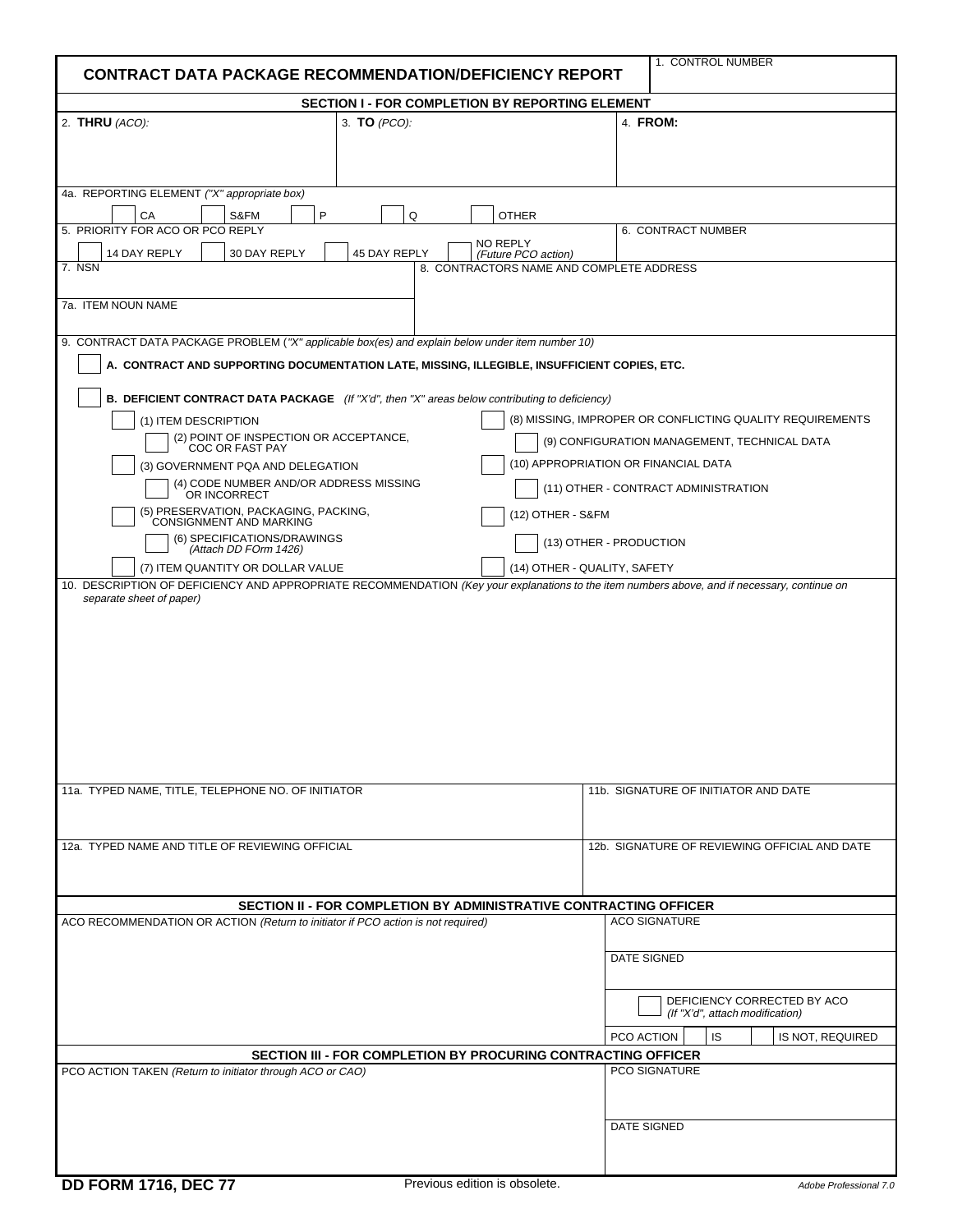# CONTRACT DATA PACKAGE RECOMMENDATION/DEFICIENCY REPORT

1. CONTROL NUMBER

## SECTION I - FOR COMPLETION BY REPORTING ELEMENT

| 2. **THRU** *(ACO):* | 3. **TO** *(PCO):* | 4. **FROM:** |
|---|---|---|
| | | |

4a. REPORTING ELEMENT *("X" appropriate box)*

☐ CA ☐ S&FM ☐ P ☐ Q ☐ OTHER

5. PRIORITY FOR ACO OR PCO REPLY

☐ 14 DAY REPLY ☐ 30 DAY REPLY ☐ 45 DAY REPLY ☐ NO REPLY *(Future PCO action)*

6. CONTRACT NUMBER

7. NSN

7a. ITEM NOUN NAME

8. CONTRACTORS NAME AND COMPLETE ADDRESS

9. CONTRACT DATA PACKAGE PROBLEM (*"X" applicable box(es) and explain below under item number 10)*

☐ **A. CONTRACT AND SUPPORTING DOCUMENTATION LATE, MISSING, ILLEGIBLE, INSUFFICIENT COPIES, ETC.**

☐ **B. DEFICIENT CONTRACT DATA PACKAGE** *(If "X'd", then "X" areas below contributing to deficiency)*

- ☐ (1) ITEM DESCRIPTION
- ☐ (2) POINT OF INSPECTION OR ACCEPTANCE, COC OR FAST PAY
- ☐ (3) GOVERNMENT PQA AND DELEGATION
- ☐ (4) CODE NUMBER AND/OR ADDRESS MISSING OR INCORRECT
- ☐ (5) PRESERVATION, PACKAGING, PACKING, CONSIGNMENT AND MARKING
- ☐ (6) SPECIFICATIONS/DRAWINGS *(Attach DD FOrm 1426)*
- ☐ (7) ITEM QUANTITY OR DOLLAR VALUE
- ☐ (8) MISSING, IMPROPER OR CONFLICTING QUALITY REQUIREMENTS
- ☐ (9) CONFIGURATION MANAGEMENT, TECHNICAL DATA
- ☐ (10) APPROPRIATION OR FINANCIAL DATA
- ☐ (11) OTHER - CONTRACT ADMINISTRATION
- ☐ (12) OTHER - S&FM
- ☐ (13) OTHER - PRODUCTION
- ☐ (14) OTHER - QUALITY, SAFETY

10. DESCRIPTION OF DEFICIENCY AND APPROPRIATE RECOMMENDATION *(Key your explanations to the item numbers above, and if necessary, continue on separate sheet of paper)*

| 11a. TYPED NAME, TITLE, TELEPHONE NO. OF INITIATOR | 11b. SIGNATURE OF INITIATOR AND DATE |
|---|---|
| 12a. TYPED NAME AND TITLE OF REVIEWING OFFICIAL | 12b. SIGNATURE OF REVIEWING OFFICIAL AND DATE |

## SECTION II - FOR COMPLETION BY ADMINISTRATIVE CONTRACTING OFFICER

ACO RECOMMENDATION OR ACTION *(Return to initiator if PCO action is not required)*

ACO SIGNATURE

DATE SIGNED

☐ DEFICIENCY CORRECTED BY ACO *(If "X'd", attach modification)*

PCO ACTION ☐ IS ☐ IS NOT, REQUIRED

## SECTION III - FOR COMPLETION BY PROCURING CONTRACTING OFFICER

PCO ACTION TAKEN *(Return to initiator through ACO or CAO)*

PCO SIGNATURE

DATE SIGNED

**DD FORM 1716, DEC 77** Previous edition is obsolete.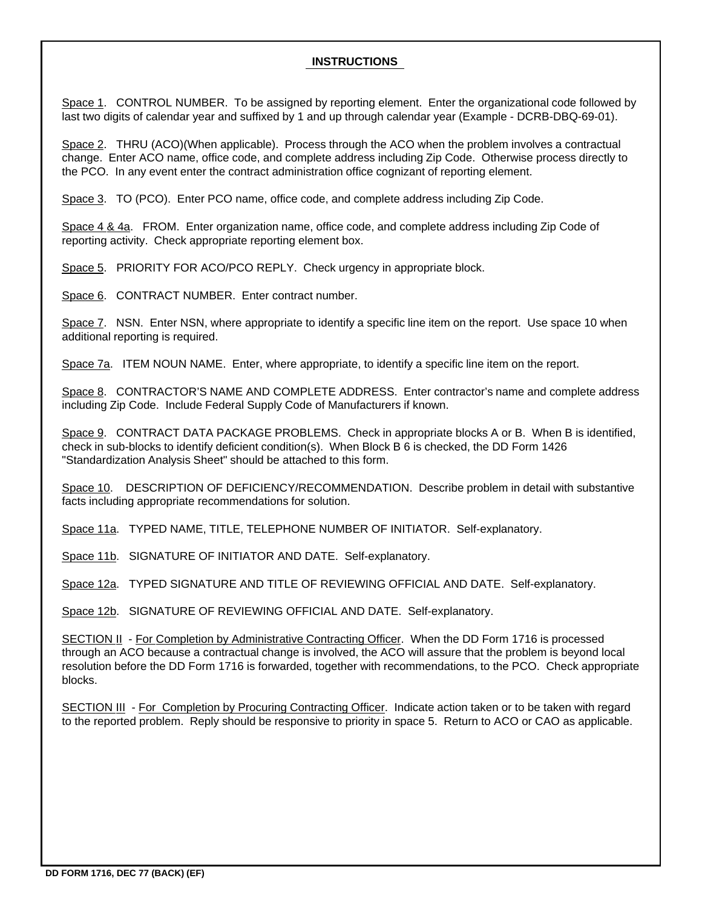## INSTRUCTIONS

Space 1. CONTROL NUMBER. To be assigned by reporting element. Enter the organizational code followed by last two digits of calendar year and suffixed by 1 and up through calendar year (Example - DCRB-DBQ-69-01).

Space 2. THRU (ACO)(When applicable). Process through the ACO when the problem involves a contractual change. Enter ACO name, office code, and complete address including Zip Code. Otherwise process directly to the PCO. In any event enter the contract administration office cognizant of reporting element.

Space 3. TO (PCO). Enter PCO name, office code, and complete address including Zip Code.

Space 4 & 4a. FROM. Enter organization name, office code, and complete address including Zip Code of reporting activity. Check appropriate reporting element box.

Space 5. PRIORITY FOR ACO/PCO REPLY. Check urgency in appropriate block.

Space 6. CONTRACT NUMBER. Enter contract number.

Space 7. NSN. Enter NSN, where appropriate to identify a specific line item on the report. Use space 10 when additional reporting is required.

Space 7a. ITEM NOUN NAME. Enter, where appropriate, to identify a specific line item on the report.

Space 8. CONTRACTOR'S NAME AND COMPLETE ADDRESS. Enter contractor's name and complete address including Zip Code. Include Federal Supply Code of Manufacturers if known.

Space 9. CONTRACT DATA PACKAGE PROBLEMS. Check in appropriate blocks A or B. When B is identified, check in sub-blocks to identify deficient condition(s). When Block B 6 is checked, the DD Form 1426 "Standardization Analysis Sheet" should be attached to this form.

Space 10. DESCRIPTION OF DEFICIENCY/RECOMMENDATION. Describe problem in detail with substantive facts including appropriate recommendations for solution.

Space 11a. TYPED NAME, TITLE, TELEPHONE NUMBER OF INITIATOR. Self-explanatory.

Space 11b. SIGNATURE OF INITIATOR AND DATE. Self-explanatory.

Space 12a. TYPED SIGNATURE AND TITLE OF REVIEWING OFFICIAL AND DATE. Self-explanatory.

Space 12b. SIGNATURE OF REVIEWING OFFICIAL AND DATE. Self-explanatory.

SECTION II - For Completion by Administrative Contracting Officer. When the DD Form 1716 is processed through an ACO because a contractual change is involved, the ACO will assure that the problem is beyond local resolution before the DD Form 1716 is forwarded, together with recommendations, to the PCO. Check appropriate blocks.

SECTION III - For Completion by Procuring Contracting Officer. Indicate action taken or to be taken with regard to the reported problem. Reply should be responsive to priority in space 5. Return to ACO or CAO as applicable.

DD FORM 1716, DEC 77 (BACK) (EF)